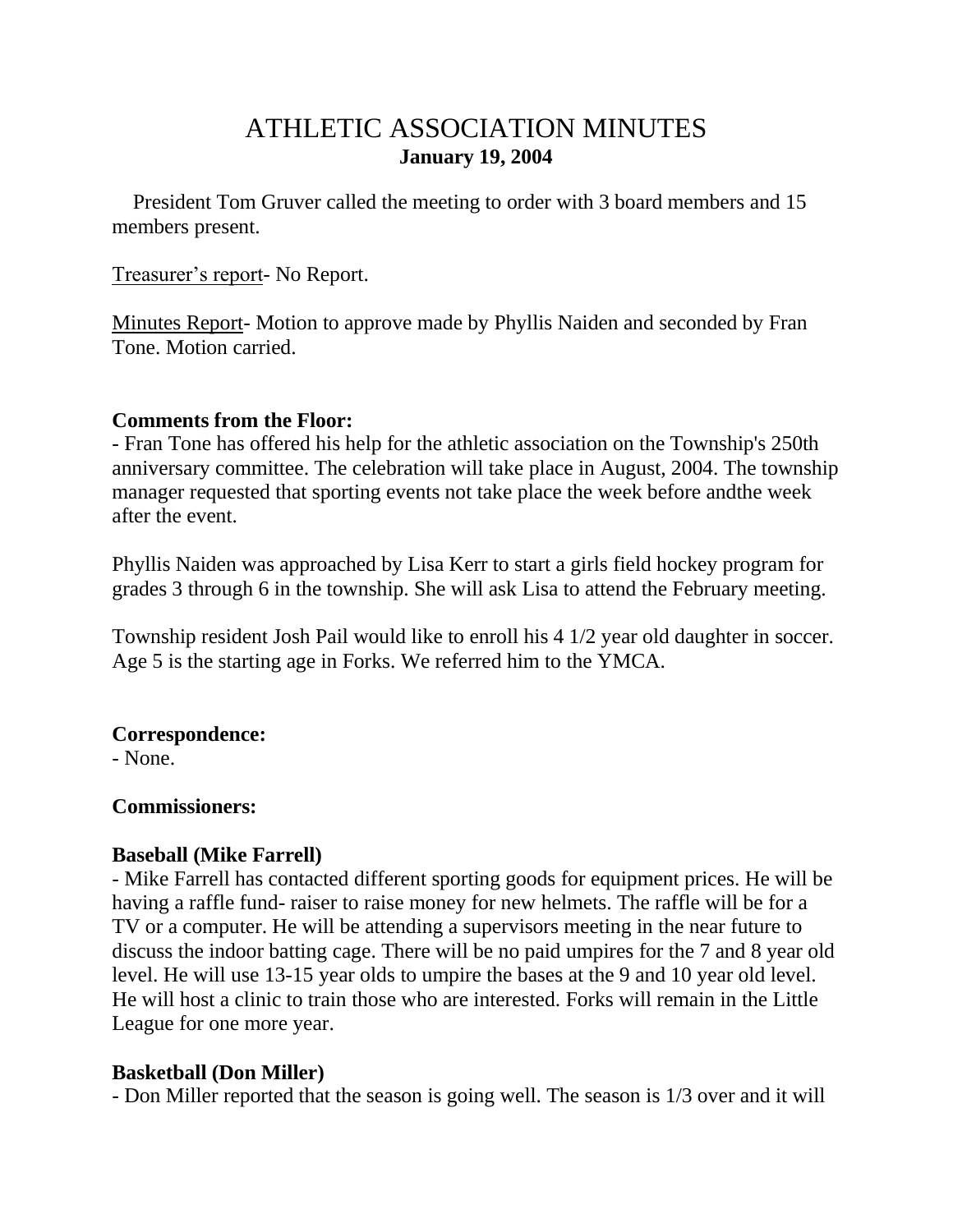# ATHLETIC ASSOCIATION MINUTES
**January 19, 2004**

President Tom Gruver called the meeting to order with 3 board members and 15 members present.

Treasurer's report- No Report.

Minutes Report- Motion to approve made by Phyllis Naiden and seconded by Fran Tone. Motion carried.

**Comments from the Floor:**

- Fran Tone has offered his help for the athletic association on the Township's 250th anniversary committee. The celebration will take place in August, 2004. The township manager requested that sporting events not take place the week before andthe week after the event.

Phyllis Naiden was approached by Lisa Kerr to start a girls field hockey program for grades 3 through 6 in the township. She will ask Lisa to attend the February meeting.

Township resident Josh Pail would like to enroll his 4 1/2 year old daughter in soccer. Age 5 is the starting age in Forks. We referred him to the YMCA.

**Correspondence:**

- None.

**Commissioners:**

**Baseball (Mike Farrell)**

- Mike Farrell has contacted different sporting goods for equipment prices. He will be having a raffle fund- raiser to raise money for new helmets. The raffle will be for a TV or a computer. He will be attending a supervisors meeting in the near future to discuss the indoor batting cage. There will be no paid umpires for the 7 and 8 year old level. He will use 13-15 year olds to umpire the bases at the 9 and 10 year old level. He will host a clinic to train those who are interested. Forks will remain in the Little League for one more year.

**Basketball (Don Miller)**

- Don Miller reported that the season is going well. The season is 1/3 over and it will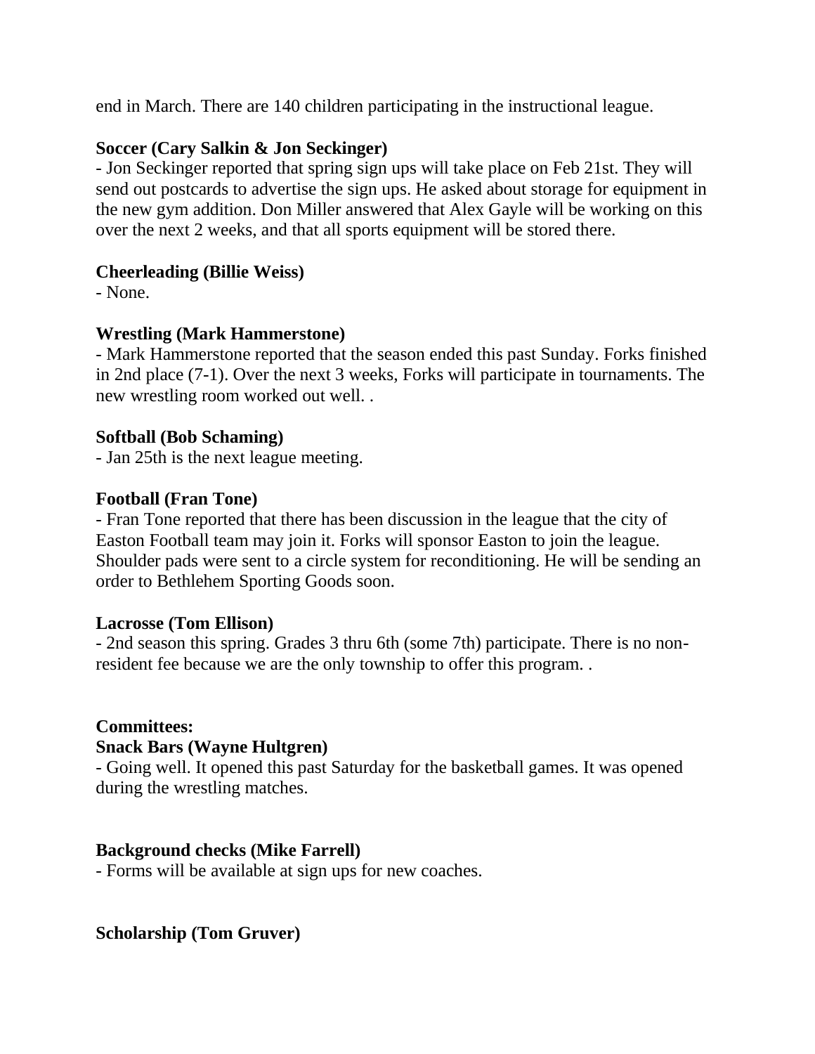end in March. There are 140 children participating in the instructional league.

**Soccer (Cary Salkin & Jon Seckinger)**
- Jon Seckinger reported that spring sign ups will take place on Feb 21st. They will send out postcards to advertise the sign ups. He asked about storage for equipment in the new gym addition. Don Miller answered that Alex Gayle will be working on this over the next 2 weeks, and that all sports equipment will be stored there.

**Cheerleading (Billie Weiss)**
- None.

**Wrestling (Mark Hammerstone)**
- Mark Hammerstone reported that the season ended this past Sunday. Forks finished in 2nd place (7-1). Over the next 3 weeks, Forks will participate in tournaments. The new wrestling room worked out well. .

**Softball (Bob Schaming)**
- Jan 25th is the next league meeting.

**Football (Fran Tone)**
- Fran Tone reported that there has been discussion in the league that the city of Easton Football team may join it. Forks will sponsor Easton to join the league. Shoulder pads were sent to a circle system for reconditioning. He will be sending an order to Bethlehem Sporting Goods soon.

**Lacrosse (Tom Ellison)**
- 2nd season this spring. Grades 3 thru 6th (some 7th) participate. There is no non-resident fee because we are the only township to offer this program. .

**Committees:**
**Snack Bars (Wayne Hultgren)**
- Going well. It opened this past Saturday for the basketball games. It was opened during the wrestling matches.

**Background checks (Mike Farrell)**
- Forms will be available at sign ups for new coaches.

**Scholarship (Tom Gruver)**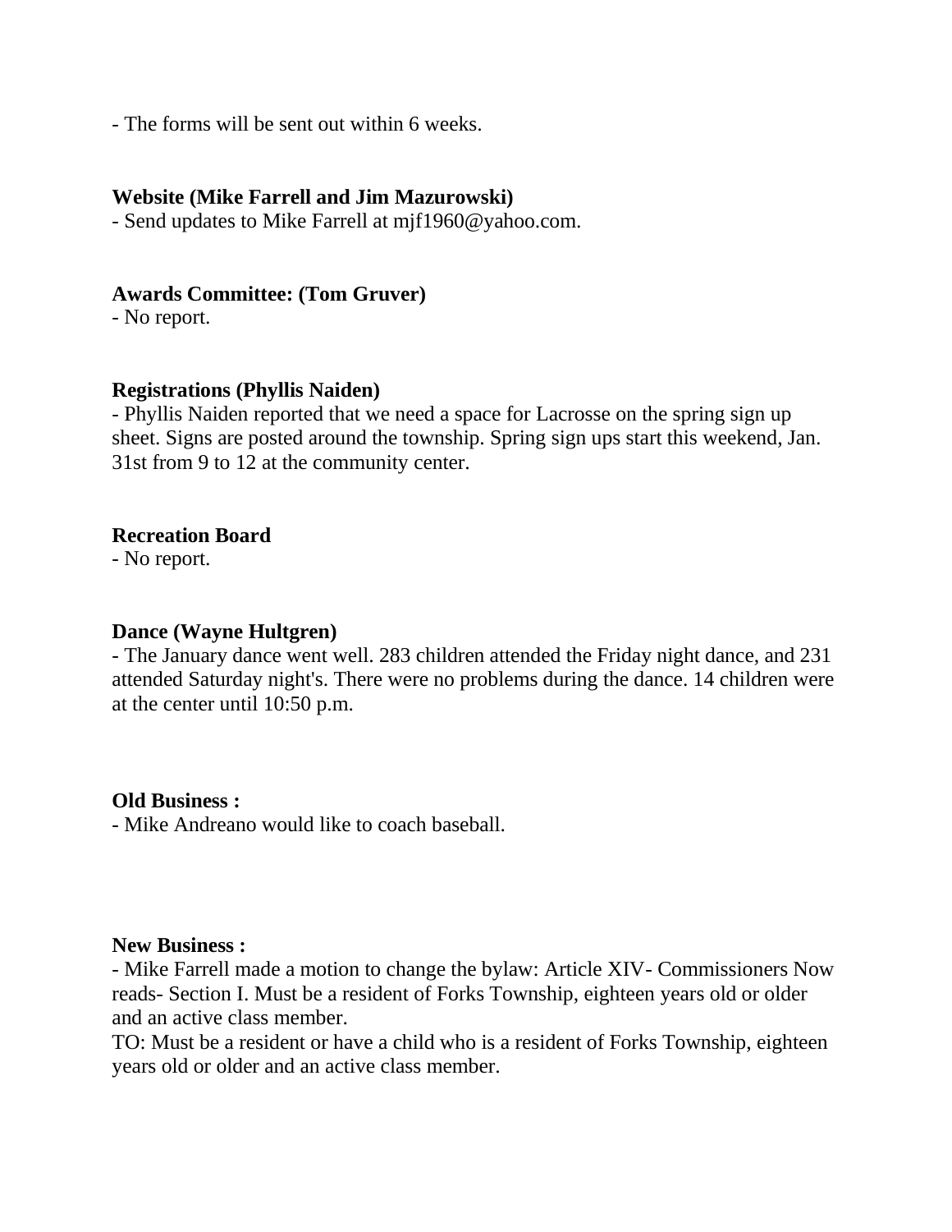- The forms will be sent out within 6 weeks.

**Website (Mike Farrell and Jim Mazurowski)**
- Send updates to Mike Farrell at mjf1960@yahoo.com.

**Awards Committee: (Tom Gruver)**
- No report.

**Registrations (Phyllis Naiden)**
- Phyllis Naiden reported that we need a space for Lacrosse on the spring sign up sheet. Signs are posted around the township. Spring sign ups start this weekend, Jan. 31st from 9 to 12 at the community center.

**Recreation Board**
- No report.

**Dance (Wayne Hultgren)**
- The January dance went well. 283 children attended the Friday night dance, and 231 attended Saturday night's. There were no problems during the dance. 14 children were at the center until 10:50 p.m.

**Old Business :**
- Mike Andreano would like to coach baseball.

**New Business :**
- Mike Farrell made a motion to change the bylaw: Article XIV- Commissioners Now reads- Section I. Must be a resident of Forks Township, eighteen years old or older and an active class member.
TO: Must be a resident or have a child who is a resident of Forks Township, eighteen years old or older and an active class member.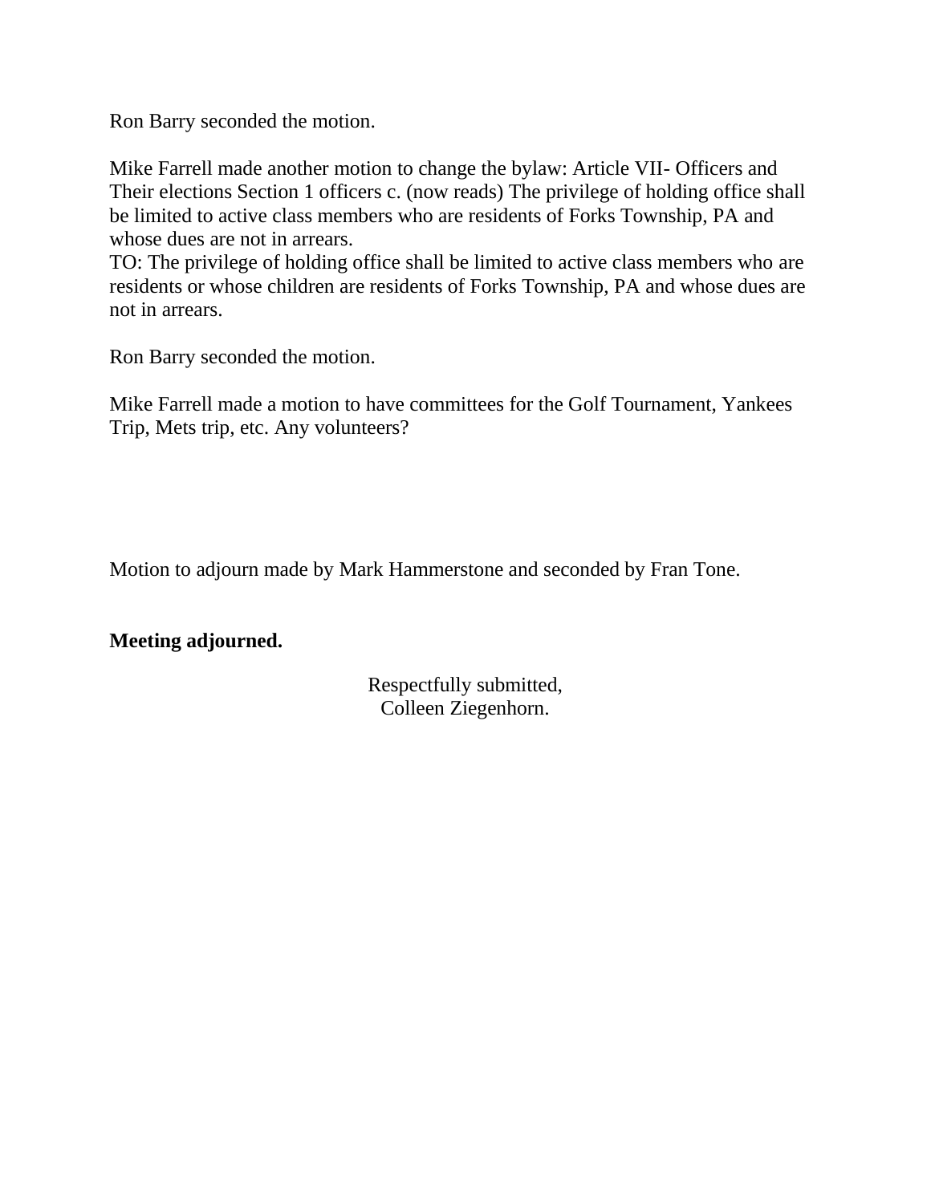Ron Barry seconded the motion.

Mike Farrell made another motion to change the bylaw: Article VII- Officers and Their elections Section 1 officers c. (now reads) The privilege of holding office shall be limited to active class members who are residents of Forks Township, PA and whose dues are not in arrears.
TO: The privilege of holding office shall be limited to active class members who are residents or whose children are residents of Forks Township, PA and whose dues are not in arrears.

Ron Barry seconded the motion.

Mike Farrell made a motion to have committees for the Golf Tournament, Yankees Trip, Mets trip, etc. Any volunteers?

Motion to adjourn made by Mark Hammerstone and seconded by Fran Tone.

**Meeting adjourned.**

Respectfully submitted,
Colleen Ziegenhorn.